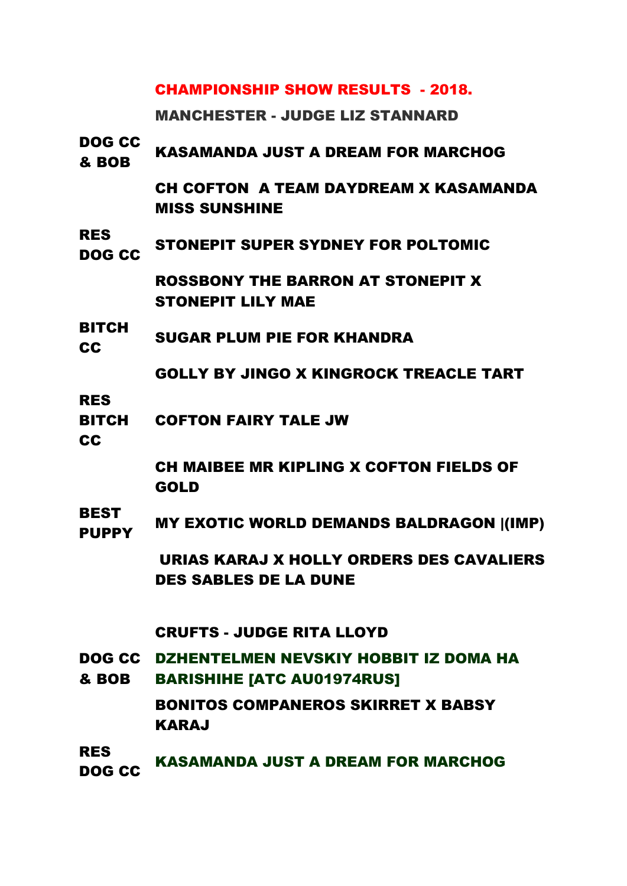# CHAMPIONSHIP SHOW RESULTS - 2018.

## MANCHESTER - JUDGE LIZ STANNARD

| | |
|---|---|
| DOG CC & BOB | KASAMANDA JUST A DREAM FOR MARCHOG |
| | CH COFTON A TEAM DAYDREAM X KASAMANDA MISS SUNSHINE |
| RES DOG CC | STONEPIT SUPER SYDNEY FOR POLTOMIC |
| | ROSSBONY THE BARRON AT STONEPIT X STONEPIT LILY MAE |
| BITCH CC | SUGAR PLUM PIE FOR KHANDRA |
| | GOLLY BY JINGO X KINGROCK TREACLE TART |
| RES BITCH CC | COFTON FAIRY TALE JW |
| | CH MAIBEE MR KIPLING X COFTON FIELDS OF GOLD |
| BEST PUPPY | MY EXOTIC WORLD DEMANDS BALDRAGON |(IMP) |
| | URIAS KARAJ X HOLLY ORDERS DES CAVALIERS DES SABLES DE LA DUNE |

## CRUFTS - JUDGE RITA LLOYD

| | |
|---|---|
| DOG CC & BOB | DZHENTELMEN NEVSKIY HOBBIT IZ DOMA HA BARISHIHE [ATC AU01974RUS] |
| | BONITOS COMPANEROS SKIRRET X BABSY KARAJ |
| RES DOG CC | KASAMANDA JUST A DREAM FOR MARCHOG |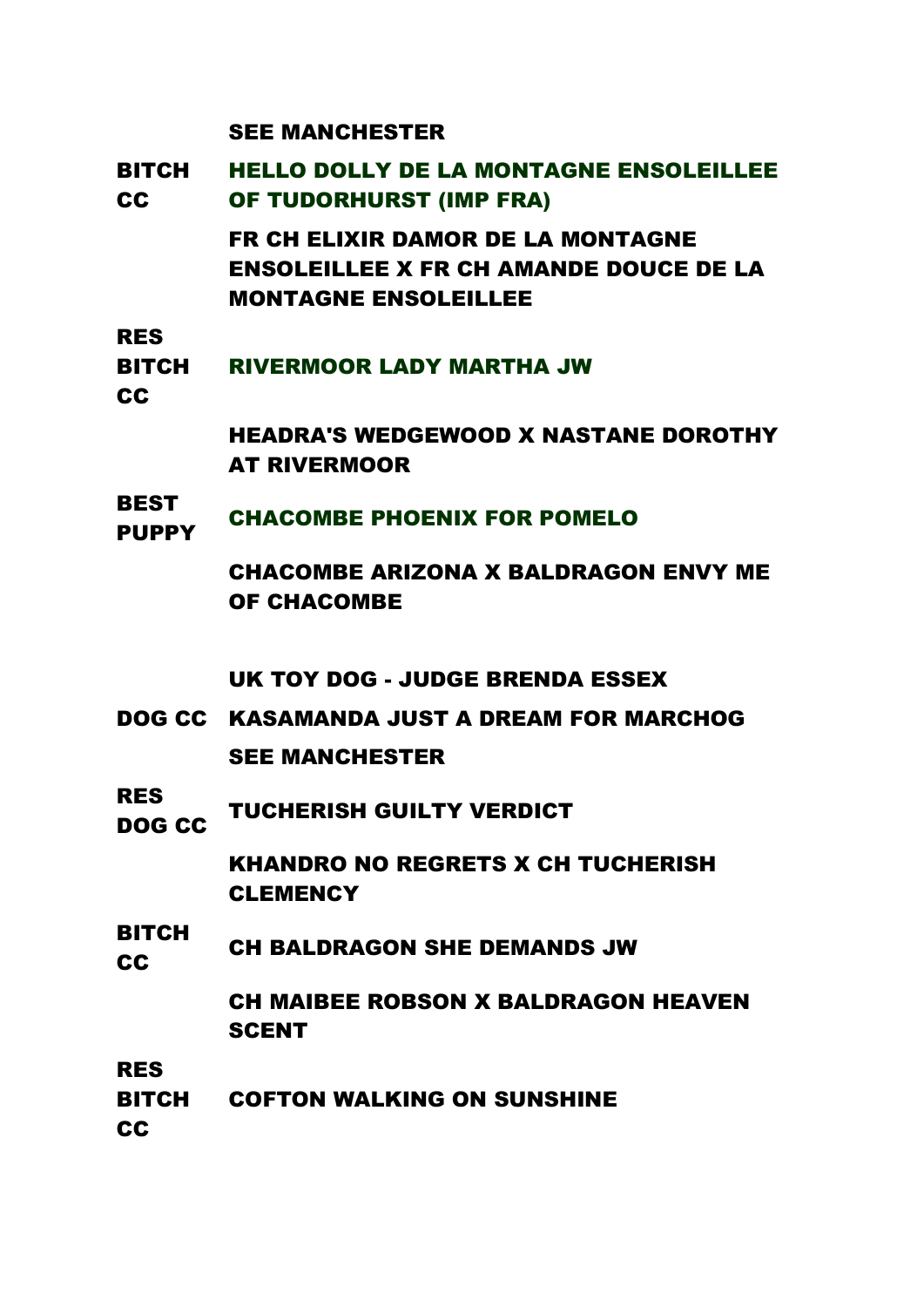| | |
|---|---|
| | **SEE MANCHESTER** |
| **BITCH CC** | **HELLO DOLLY DE LA MONTAGNE ENSOLEILLEE OF TUDORHURST (IMP FRA)** |
| | **FR CH ELIXIR DAMOR DE LA MONTAGNE ENSOLEILLEE X FR CH AMANDE DOUCE DE LA MONTAGNE ENSOLEILLEE** |
| **RES BITCH CC** | **RIVERMOOR LADY MARTHA JW** |
| | **HEADRA'S WEDGEWOOD X NASTANE DOROTHY AT RIVERMOOR** |
| **BEST PUPPY** | **CHACOMBE PHOENIX FOR POMELO** |
| | **CHACOMBE ARIZONA X BALDRAGON ENVY ME OF CHACOMBE** |

## UK TOY DOG - JUDGE BRENDA ESSEX

| | |
|---|---|
| **DOG CC** | **KASAMANDA JUST A DREAM FOR MARCHOG** |
| | **SEE MANCHESTER** |
| **RES DOG CC** | **TUCHERISH GUILTY VERDICT** |
| | **KHANDRO NO REGRETS X CH TUCHERISH CLEMENCY** |
| **BITCH CC** | **CH BALDRAGON SHE DEMANDS JW** |
| | **CH MAIBEE ROBSON X BALDRAGON HEAVEN SCENT** |
| **RES BITCH CC** | **COFTON WALKING ON SUNSHINE** |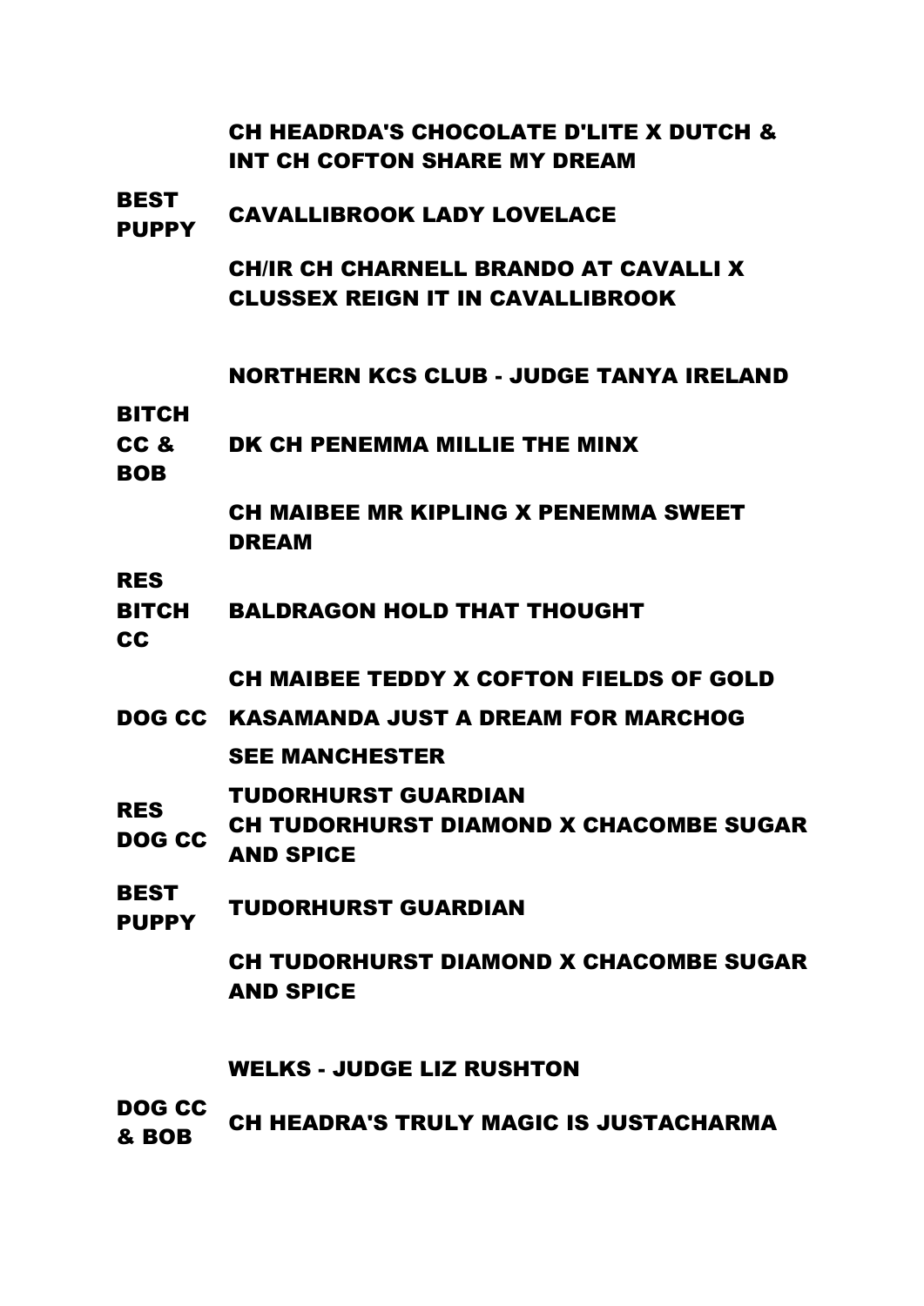| | |
|---|---|
| | CH HEADRDA'S CHOCOLATE D'LITE X DUTCH & INT CH COFTON SHARE MY DREAM |
| BEST PUPPY | CAVALLIBROOK LADY LOVELACE |
| | CH/IR CH CHARNELL BRANDO AT CAVALLI X CLUSSEX REIGN IT IN CAVALLIBROOK |

## NORTHERN KCS CLUB - JUDGE TANYA IRELAND

| | |
|---|---|
| BITCH CC & BOB | DK CH PENEMMA MILLIE THE MINX |
| | CH MAIBEE MR KIPLING X PENEMMA SWEET DREAM |
| RES BITCH CC | BALDRAGON HOLD THAT THOUGHT |
| | CH MAIBEE TEDDY X COFTON FIELDS OF GOLD |
| DOG CC | KASAMANDA JUST A DREAM FOR MARCHOG |
| | SEE MANCHESTER |
| RES DOG CC | TUDORHURST GUARDIAN |
| | CH TUDORHURST DIAMOND X CHACOMBE SUGAR AND SPICE |
| BEST PUPPY | TUDORHURST GUARDIAN |
| | CH TUDORHURST DIAMOND X CHACOMBE SUGAR AND SPICE |

## WELKS - JUDGE LIZ RUSHTON

| | |
|---|---|
| DOG CC & BOB | CH HEADRA'S TRULY MAGIC IS JUSTACHARMA |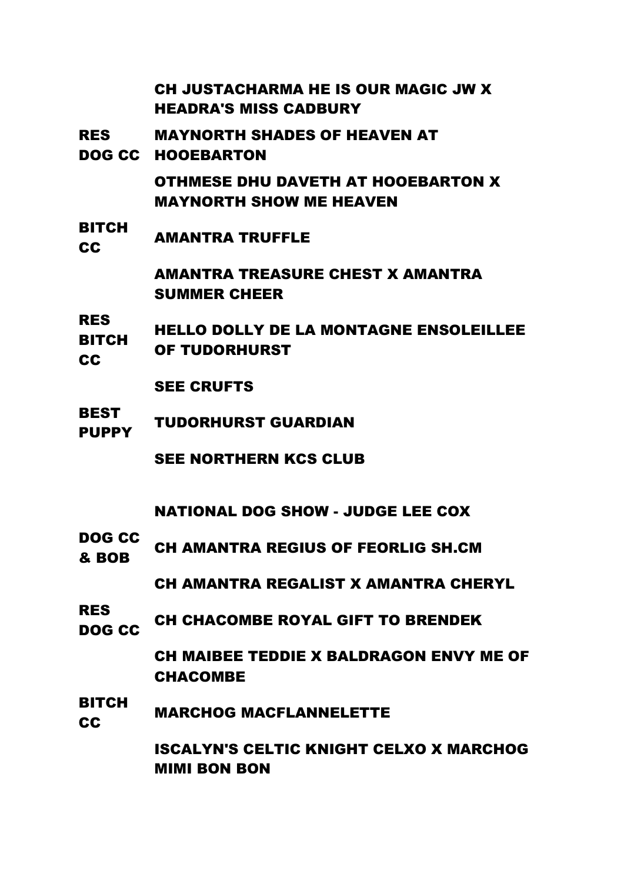| | |
|---|---|
| | **CH JUSTACHARMA HE IS OUR MAGIC JW X HEADRA'S MISS CADBURY** |
| **RES DOG CC** | **MAYNORTH SHADES OF HEAVEN AT HOOEBARTON** |
| | **OTHMESE DHU DAVETH AT HOOEBARTON X MAYNORTH SHOW ME HEAVEN** |
| **BITCH CC** | **AMANTRA TRUFFLE** |
| | **AMANTRA TREASURE CHEST X AMANTRA SUMMER CHEER** |
| **RES BITCH CC** | **HELLO DOLLY DE LA MONTAGNE ENSOLEILLEE OF TUDORHURST** |
| | **SEE CRUFTS** |
| **BEST PUPPY** | **TUDORHURST GUARDIAN** |
| | **SEE NORTHERN KCS CLUB** |

**NATIONAL DOG SHOW - JUDGE LEE COX**

| | |
|---|---|
| **DOG CC & BOB** | **CH AMANTRA REGIUS OF FEORLIG SH.CM** |
| | **CH AMANTRA REGALIST X AMANTRA CHERYL** |
| **RES DOG CC** | **CH CHACOMBE ROYAL GIFT TO BRENDEK** |
| | **CH MAIBEE TEDDIE X BALDRAGON ENVY ME OF CHACOMBE** |
| **BITCH CC** | **MARCHOG MACFLANNELETTE** |
| | **ISCALYN'S CELTIC KNIGHT CELXO X MARCHOG MIMI BON BON** |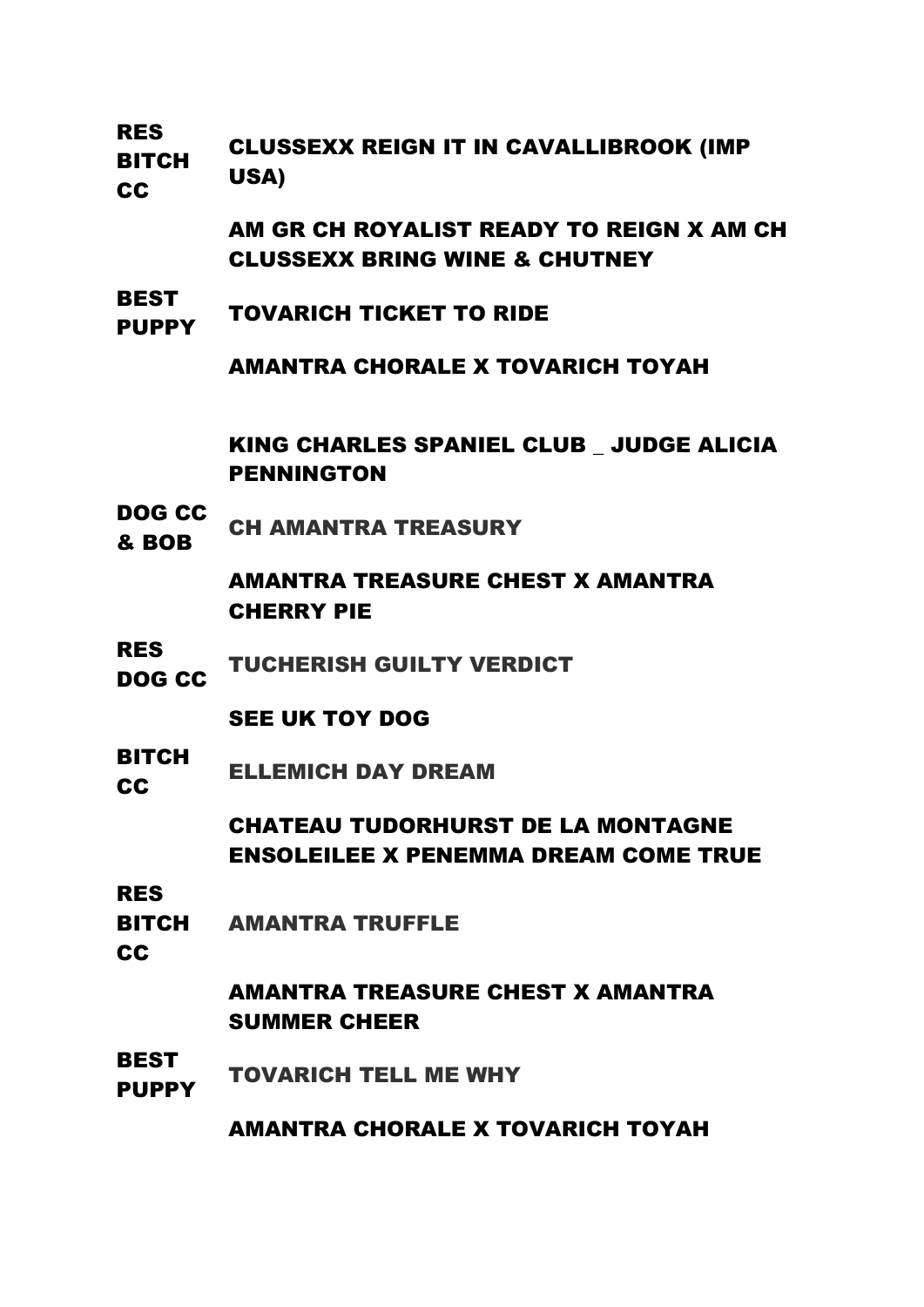| | |
|---|---|
| **RES BITCH CC** | **CLUSSEXX REIGN IT IN CAVALLIBROOK (IMP USA)** |
| | **AM GR CH ROYALIST READY TO REIGN X AM CH CLUSSEXX BRING WINE & CHUTNEY** |
| **BEST PUPPY** | **TOVARICH TICKET TO RIDE** |
| | **AMANTRA CHORALE X TOVARICH TOYAH** |

**KING CHARLES SPANIEL CLUB _ JUDGE ALICIA PENNINGTON**

| | |
|---|---|
| **DOG CC & BOB** | **CH AMANTRA TREASURY** |
| | **AMANTRA TREASURE CHEST X AMANTRA CHERRY PIE** |
| **RES DOG CC** | **TUCHERISH GUILTY VERDICT** |
| | **SEE UK TOY DOG** |
| **BITCH CC** | **ELLEMICH DAY DREAM** |
| | **CHATEAU TUDORHURST DE LA MONTAGNE ENSOLEILEE X PENEMMA DREAM COME TRUE** |
| **RES BITCH CC** | **AMANTRA TRUFFLE** |
| | **AMANTRA TREASURE CHEST X AMANTRA SUMMER CHEER** |
| **BEST PUPPY** | **TOVARICH TELL ME WHY** |
| | **AMANTRA CHORALE X TOVARICH TOYAH** |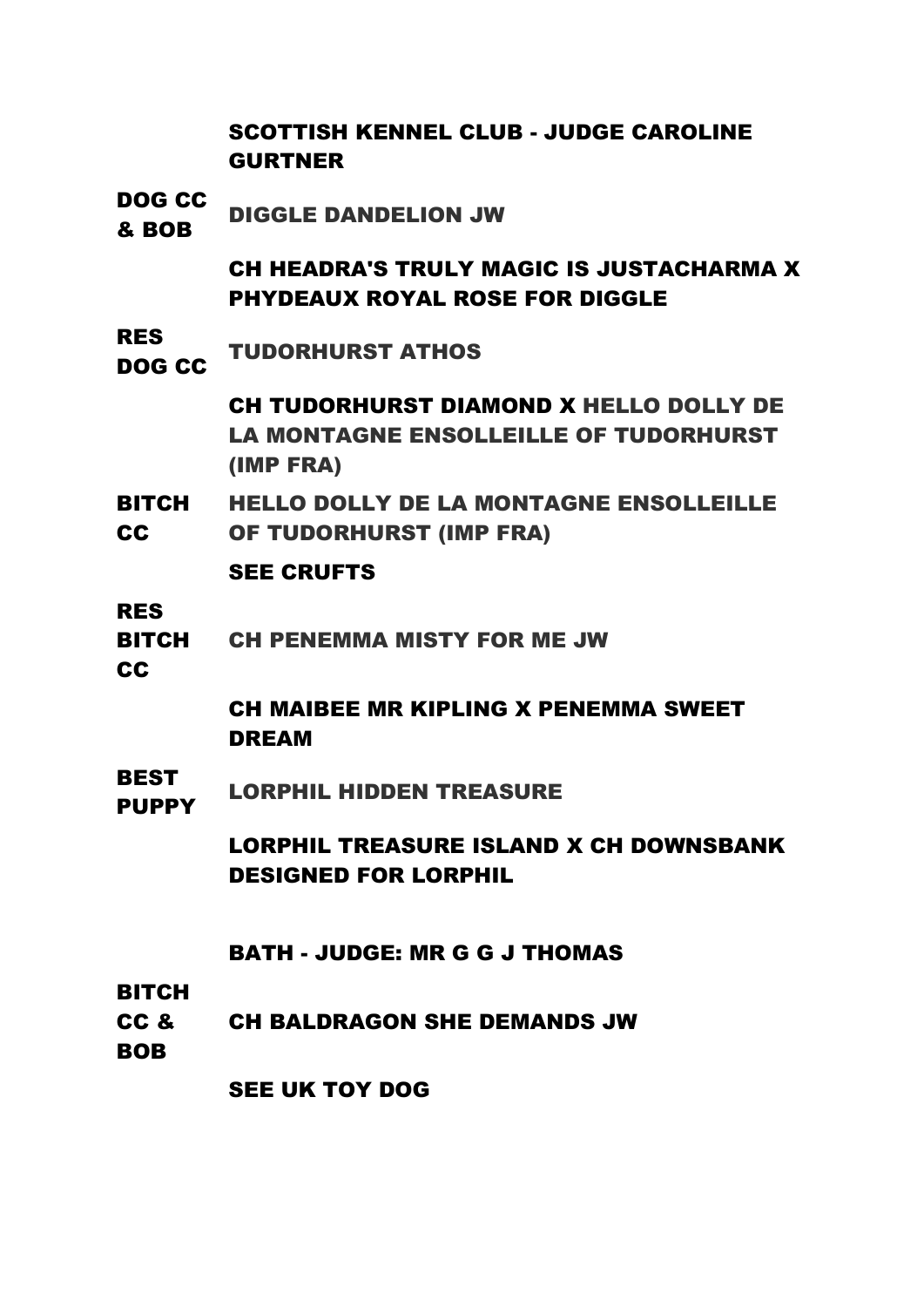## SCOTTISH KENNEL CLUB - JUDGE CAROLINE GURTNER

| | |
|---|---|
| DOG CC & BOB | DIGGLE DANDELION JW |
| | CH HEADRA'S TRULY MAGIC IS JUSTACHARMA X PHYDEAUX ROYAL ROSE FOR DIGGLE |
| RES DOG CC | TUDORHURST ATHOS |
| | CH TUDORHURST DIAMOND X HELLO DOLLY DE LA MONTAGNE ENSOLLEILLE OF TUDORHURST (IMP FRA) |
| BITCH CC | HELLO DOLLY DE LA MONTAGNE ENSOLLEILLE OF TUDORHURST (IMP FRA) |
| | SEE CRUFTS |
| RES BITCH CC | CH PENEMMA MISTY FOR ME JW |
| | CH MAIBEE MR KIPLING X PENEMMA SWEET DREAM |
| BEST PUPPY | LORPHIL HIDDEN TREASURE |
| | LORPHIL TREASURE ISLAND X CH DOWNSBANK DESIGNED FOR LORPHIL |

## BATH - JUDGE: MR G G J THOMAS

| | |
|---|---|
| BITCH CC & BOB | CH BALDRAGON SHE DEMANDS JW |
| | SEE UK TOY DOG |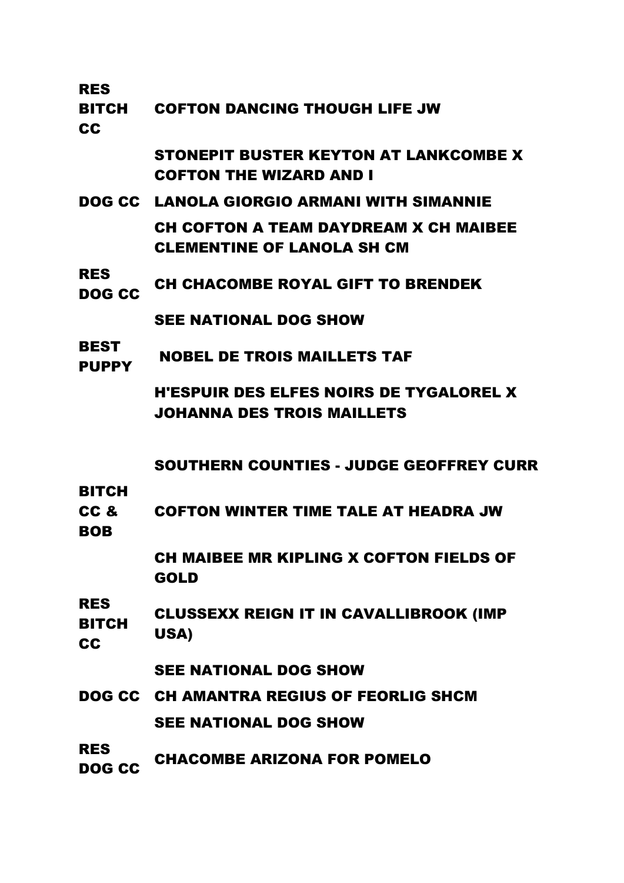| | |
|---|---|
| RES BITCH CC | COFTON DANCING THOUGH LIFE JW |
| | STONEPIT BUSTER KEYTON AT LANKCOMBE X COFTON THE WIZARD AND I |
| DOG CC | LANOLA GIORGIO ARMANI WITH SIMANNIE |
| | CH COFTON A TEAM DAYDREAM X CH MAIBEE CLEMENTINE OF LANOLA SH CM |
| RES DOG CC | CH CHACOMBE ROYAL GIFT TO BRENDEK |
| | SEE NATIONAL DOG SHOW |
| BEST PUPPY | NOBEL DE TROIS MAILLETS TAF |
| | H'ESPUIR DES ELFES NOIRS DE TYGALOREL X JOHANNA DES TROIS MAILLETS |

**SOUTHERN COUNTIES - JUDGE GEOFFREY CURR**

| | |
|---|---|
| BITCH CC & BOB | COFTON WINTER TIME TALE AT HEADRA JW |
| | CH MAIBEE MR KIPLING X COFTON FIELDS OF GOLD |
| RES BITCH CC | CLUSSEXX REIGN IT IN CAVALLIBROOK (IMP USA) |
| | SEE NATIONAL DOG SHOW |
| DOG CC | CH AMANTRA REGIUS OF FEORLIG SHCM |
| | SEE NATIONAL DOG SHOW |
| RES DOG CC | CHACOMBE ARIZONA FOR POMELO |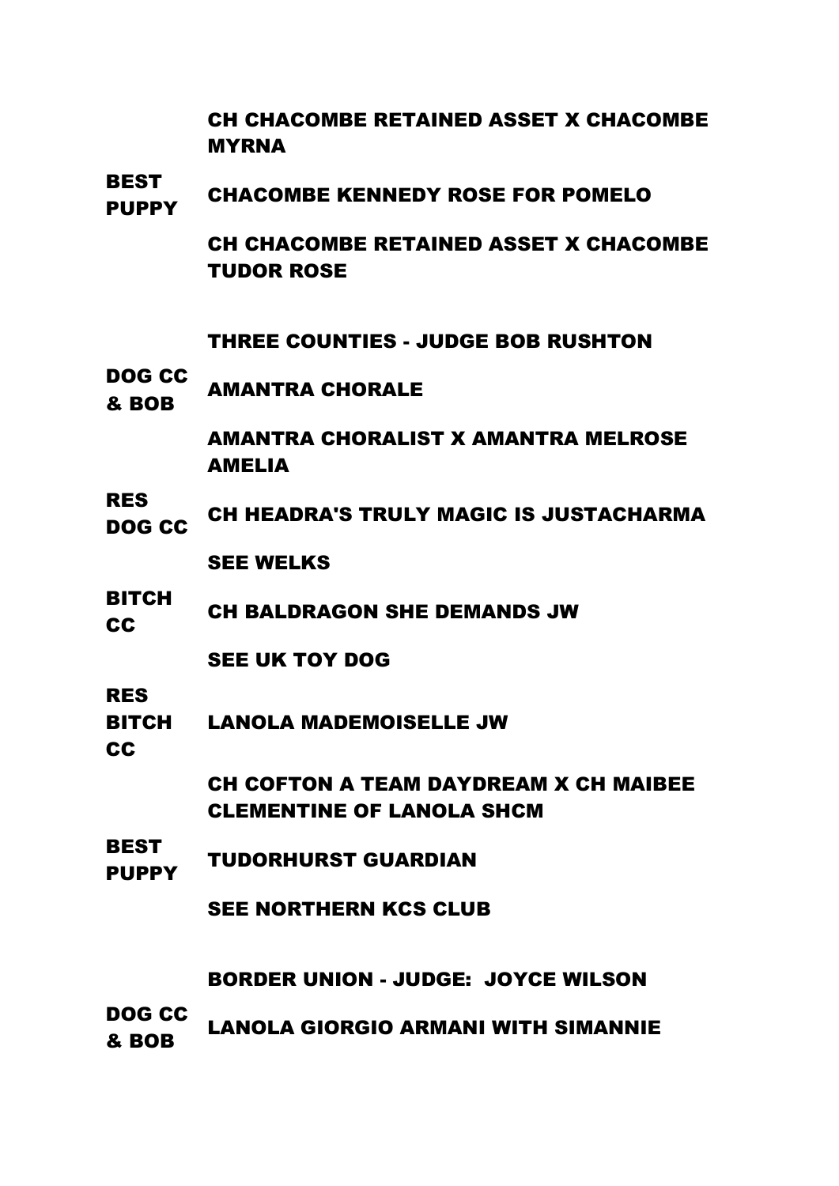| | |
|---|---|
| | CH CHACOMBE RETAINED ASSET X CHACOMBE MYRNA |
| BEST PUPPY | CHACOMBE KENNEDY ROSE FOR POMELO |
| | CH CHACOMBE RETAINED ASSET X CHACOMBE TUDOR ROSE |

**THREE COUNTIES - JUDGE BOB RUSHTON**

| | |
|---|---|
| DOG CC & BOB | AMANTRA CHORALE |
| | AMANTRA CHORALIST X AMANTRA MELROSE AMELIA |
| RES DOG CC | CH HEADRA'S TRULY MAGIC IS JUSTACHARMA |
| | SEE WELKS |
| BITCH CC | CH BALDRAGON SHE DEMANDS JW |
| | SEE UK TOY DOG |
| RES BITCH CC | LANOLA MADEMOISELLE JW |
| | CH COFTON A TEAM DAYDREAM X CH MAIBEE CLEMENTINE OF LANOLA SHCM |
| BEST PUPPY | TUDORHURST GUARDIAN |
| | SEE NORTHERN KCS CLUB |

**BORDER UNION - JUDGE: JOYCE WILSON**

| | |
|---|---|
| DOG CC & BOB | LANOLA GIORGIO ARMANI WITH SIMANNIE |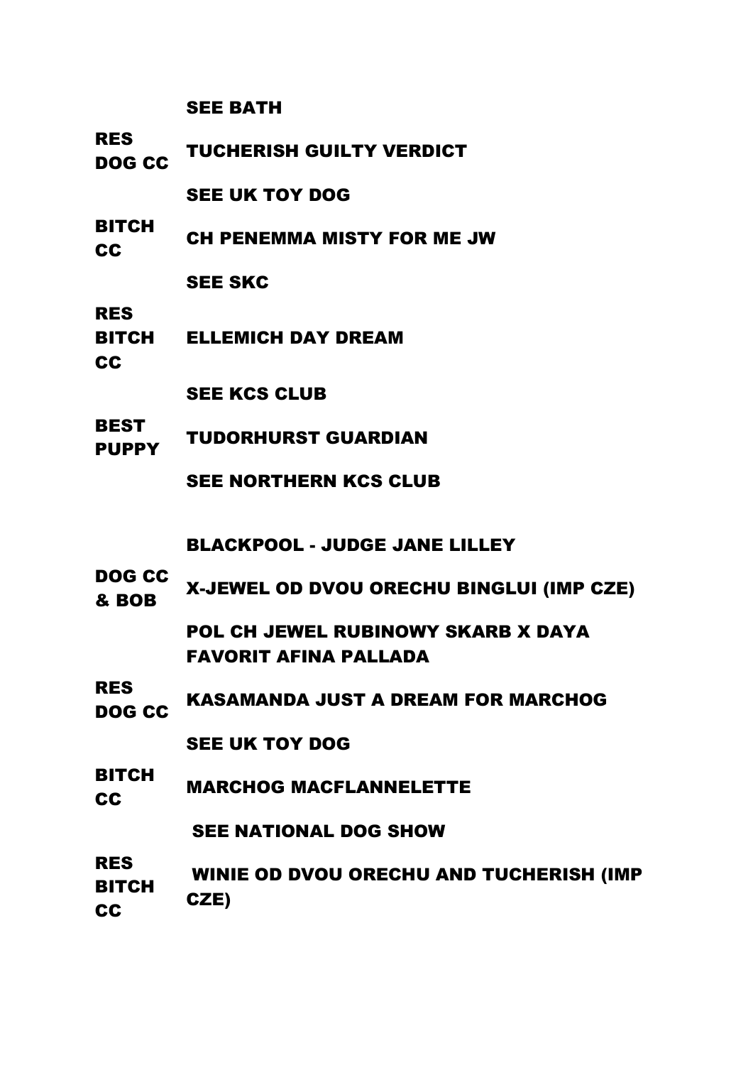| | SEE BATH |
|---|---|
| RES DOG CC | TUCHERISH GUILTY VERDICT |
| | SEE UK TOY DOG |
| BITCH CC | CH PENEMMA MISTY FOR ME JW |
| | SEE SKC |
| RES BITCH CC | ELLEMICH DAY DREAM |
| | SEE KCS CLUB |
| BEST PUPPY | TUDORHURST GUARDIAN |
| | SEE NORTHERN KCS CLUB |

**BLACKPOOL - JUDGE JANE LILLEY**

| | |
|---|---|
| DOG CC & BOB | X-JEWEL OD DVOU ORECHU BINGLUI (IMP CZE) |
| | POL CH JEWEL RUBINOWY SKARB X DAYA FAVORIT AFINA PALLADA |
| RES DOG CC | KASAMANDA JUST A DREAM FOR MARCHOG |
| | SEE UK TOY DOG |
| BITCH CC | MARCHOG MACFLANNELETTE |
| | SEE NATIONAL DOG SHOW |
| RES BITCH CC | WINIE OD DVOU ORECHU AND TUCHERISH (IMP CZE) |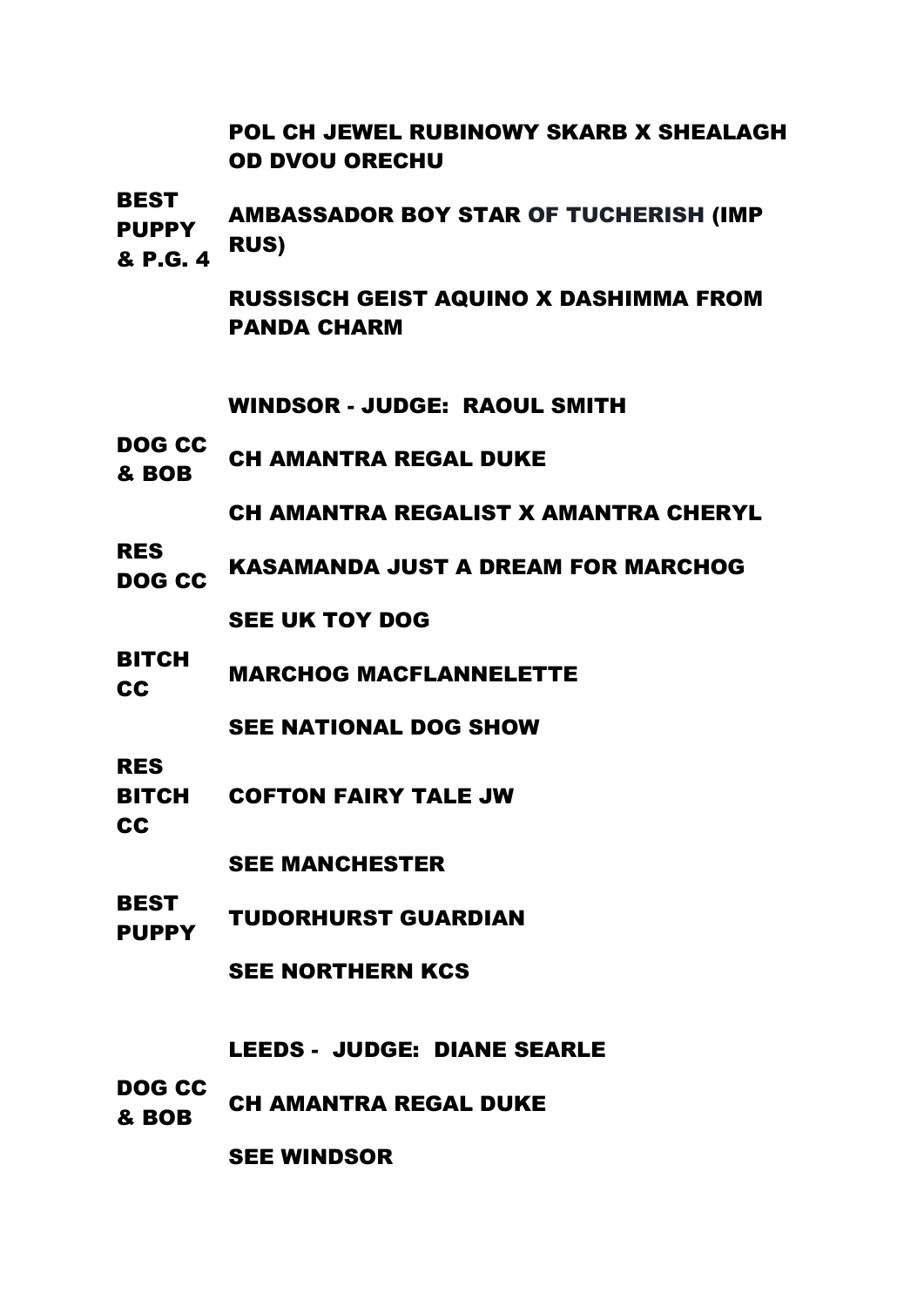| | |
|---|---|
| | POL CH JEWEL RUBINOWY SKARB X SHEALAGH OD DVOU ORECHU |
| BEST PUPPY & P.G. 4 | AMBASSADOR BOY STAR OF TUCHERISH (IMP RUS) |
| | RUSSISCH GEIST AQUINO X DASHIMMA FROM PANDA CHARM |

**WINDSOR - JUDGE: RAOUL SMITH**

| | |
|---|---|
| DOG CC & BOB | CH AMANTRA REGAL DUKE |
| | CH AMANTRA REGALIST X AMANTRA CHERYL |
| RES DOG CC | KASAMANDA JUST A DREAM FOR MARCHOG |
| | SEE UK TOY DOG |
| BITCH CC | MARCHOG MACFLANNELETTE |
| | SEE NATIONAL DOG SHOW |
| RES BITCH CC | COFTON FAIRY TALE JW |
| | SEE MANCHESTER |
| BEST PUPPY | TUDORHURST GUARDIAN |
| | SEE NORTHERN KCS |

**LEEDS - JUDGE: DIANE SEARLE**

| | |
|---|---|
| DOG CC & BOB | CH AMANTRA REGAL DUKE |
| | SEE WINDSOR |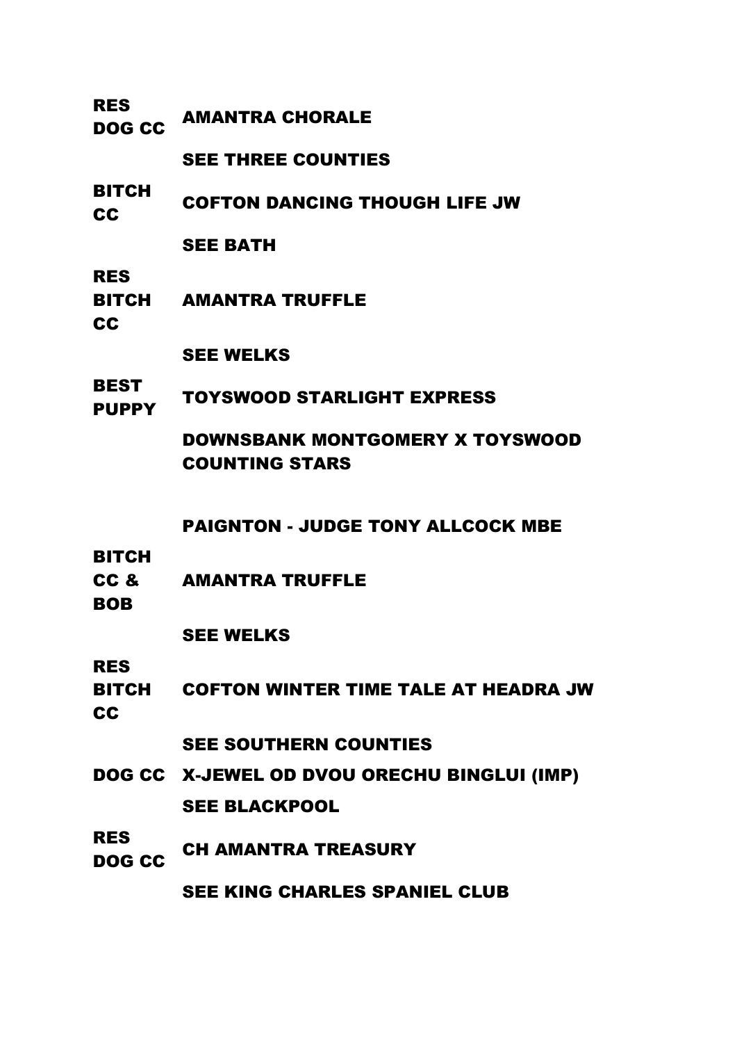| | |
|---|---|
| **RES DOG CC** | **AMANTRA CHORALE** |
| | **SEE THREE COUNTIES** |
| **BITCH CC** | **COFTON DANCING THOUGH LIFE JW** |
| | **SEE BATH** |
| **RES BITCH CC** | **AMANTRA TRUFFLE** |
| | **SEE WELKS** |
| **BEST PUPPY** | **TOYSWOOD STARLIGHT EXPRESS** |
| | **DOWNSBANK MONTGOMERY X TOYSWOOD COUNTING STARS** |

**PAIGNTON - JUDGE TONY ALLCOCK MBE**

| | |
|---|---|
| **BITCH CC & BOB** | **AMANTRA TRUFFLE** |
| | **SEE WELKS** |
| **RES BITCH CC** | **COFTON WINTER TIME TALE AT HEADRA JW** |
| | **SEE SOUTHERN COUNTIES** |
| **DOG CC** | **X-JEWEL OD DVOU ORECHU BINGLUI (IMP)** |
| | **SEE BLACKPOOL** |
| **RES DOG CC** | **CH AMANTRA TREASURY** |
| | **SEE KING CHARLES SPANIEL CLUB** |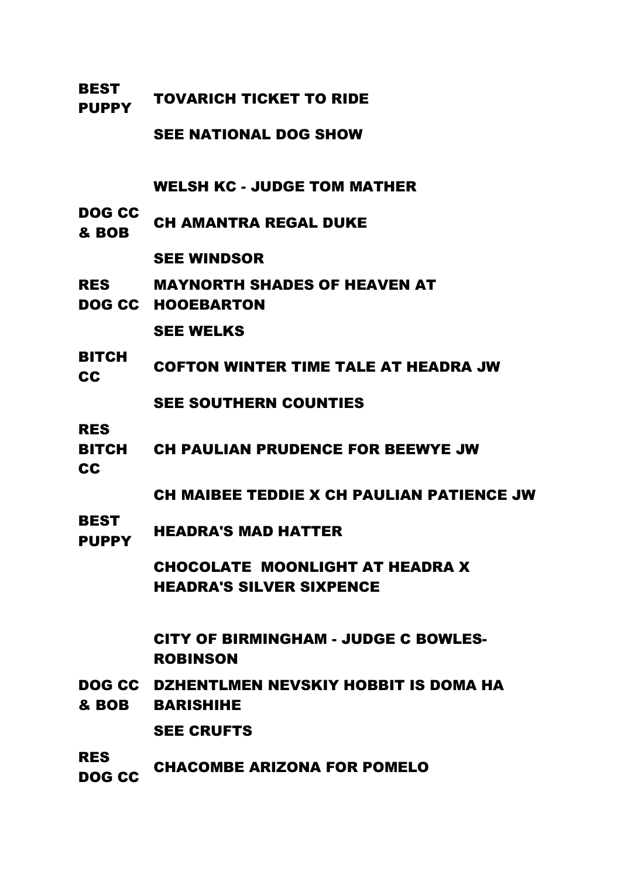| | |
|---|---|
| BEST PUPPY | TOVARICH TICKET TO RIDE |
| | SEE NATIONAL DOG SHOW |

WELSH KC - JUDGE TOM MATHER

| | |
|---|---|
| DOG CC & BOB | CH AMANTRA REGAL DUKE |
| | SEE WINDSOR |
| RES DOG CC | MAYNORTH SHADES OF HEAVEN AT HOOEBARTON |
| | SEE WELKS |
| BITCH CC | COFTON WINTER TIME TALE AT HEADRA JW |
| | SEE SOUTHERN COUNTIES |
| RES BITCH CC | CH PAULIAN PRUDENCE FOR BEEWYE JW |
| | CH MAIBEE TEDDIE X CH PAULIAN PATIENCE JW |
| BEST PUPPY | HEADRA'S MAD HATTER |
| | CHOCOLATE MOONLIGHT AT HEADRA X HEADRA'S SILVER SIXPENCE |

CITY OF BIRMINGHAM - JUDGE C BOWLES-ROBINSON

| | |
|---|---|
| DOG CC & BOB | DZHENTLMEN NEVSKIY HOBBIT IS DOMA HA BARISHIHE |
| | SEE CRUFTS |
| RES DOG CC | CHACOMBE ARIZONA FOR POMELO |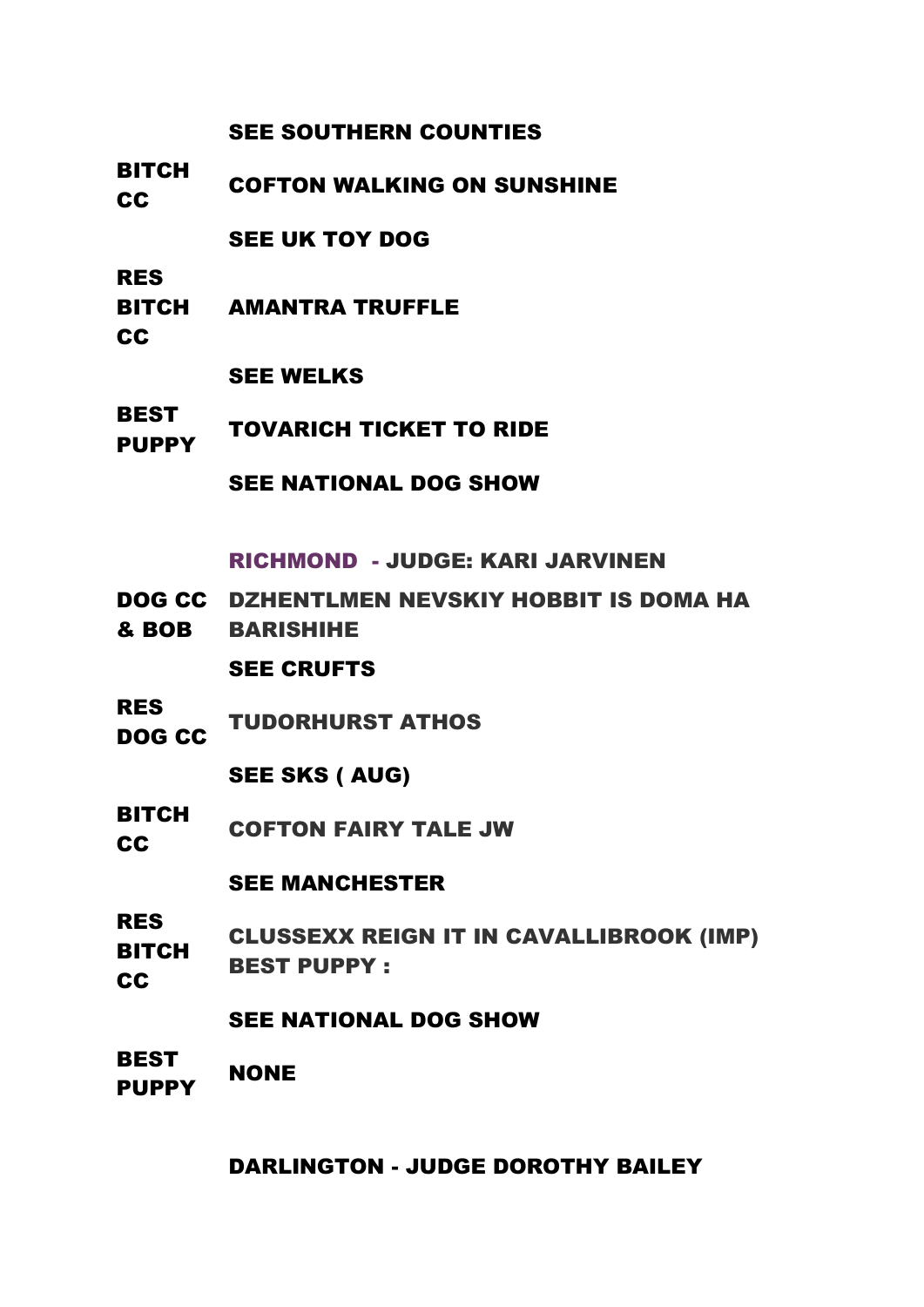**SEE SOUTHERN COUNTIES**

| | |
|---|---|
| **BITCH CC** | **COFTON WALKING ON SUNSHINE** |
| | **SEE UK TOY DOG** |
| **RES BITCH CC** | **AMANTRA TRUFFLE** |
| | **SEE WELKS** |
| **BEST PUPPY** | **TOVARICH TICKET TO RIDE** |
| | **SEE NATIONAL DOG SHOW** |

**RICHMOND - JUDGE: KARI JARVINEN**

| | |
|---|---|
| **DOG CC & BOB** | **DZHENTLMEN NEVSKIY HOBBIT IS DOMA HA BARISHIHE** |
| | **SEE CRUFTS** |
| **RES DOG CC** | **TUDORHURST ATHOS** |
| | **SEE SKS ( AUG)** |
| **BITCH CC** | **COFTON FAIRY TALE JW** |
| | **SEE MANCHESTER** |
| **RES BITCH CC** | **CLUSSEXX REIGN IT IN CAVALLIBROOK (IMP) BEST PUPPY :** |
| | **SEE NATIONAL DOG SHOW** |
| **BEST PUPPY** | **NONE** |

**DARLINGTON - JUDGE DOROTHY BAILEY**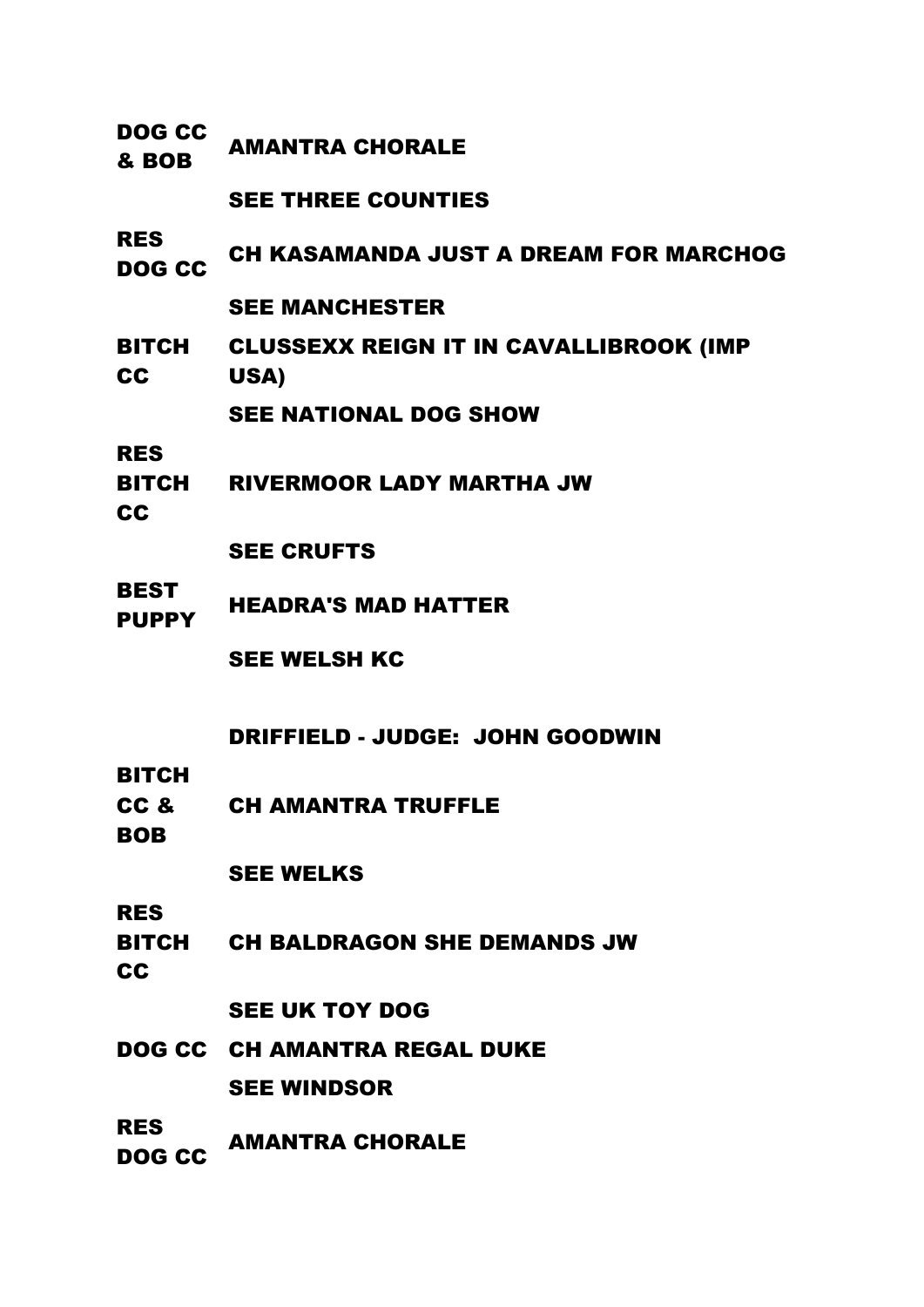| | |
|---|---|
| **DOG CC & BOB** | **AMANTRA CHORALE** |
| | **SEE THREE COUNTIES** |
| **RES DOG CC** | **CH KASAMANDA JUST A DREAM FOR MARCHOG** |
| | **SEE MANCHESTER** |
| **BITCH CC** | **CLUSSEXX REIGN IT IN CAVALLIBROOK (IMP USA)** |
| | **SEE NATIONAL DOG SHOW** |
| **RES BITCH CC** | **RIVERMOOR LADY MARTHA JW** |
| | **SEE CRUFTS** |
| **BEST PUPPY** | **HEADRA'S MAD HATTER** |
| | **SEE WELSH KC** |

**DRIFFIELD - JUDGE: JOHN GOODWIN**

| | |
|---|---|
| **BITCH CC & BOB** | **CH AMANTRA TRUFFLE** |
| | **SEE WELKS** |
| **RES BITCH CC** | **CH BALDRAGON SHE DEMANDS JW** |
| | **SEE UK TOY DOG** |
| **DOG CC** | **CH AMANTRA REGAL DUKE** |
| | **SEE WINDSOR** |
| **RES DOG CC** | **AMANTRA CHORALE** |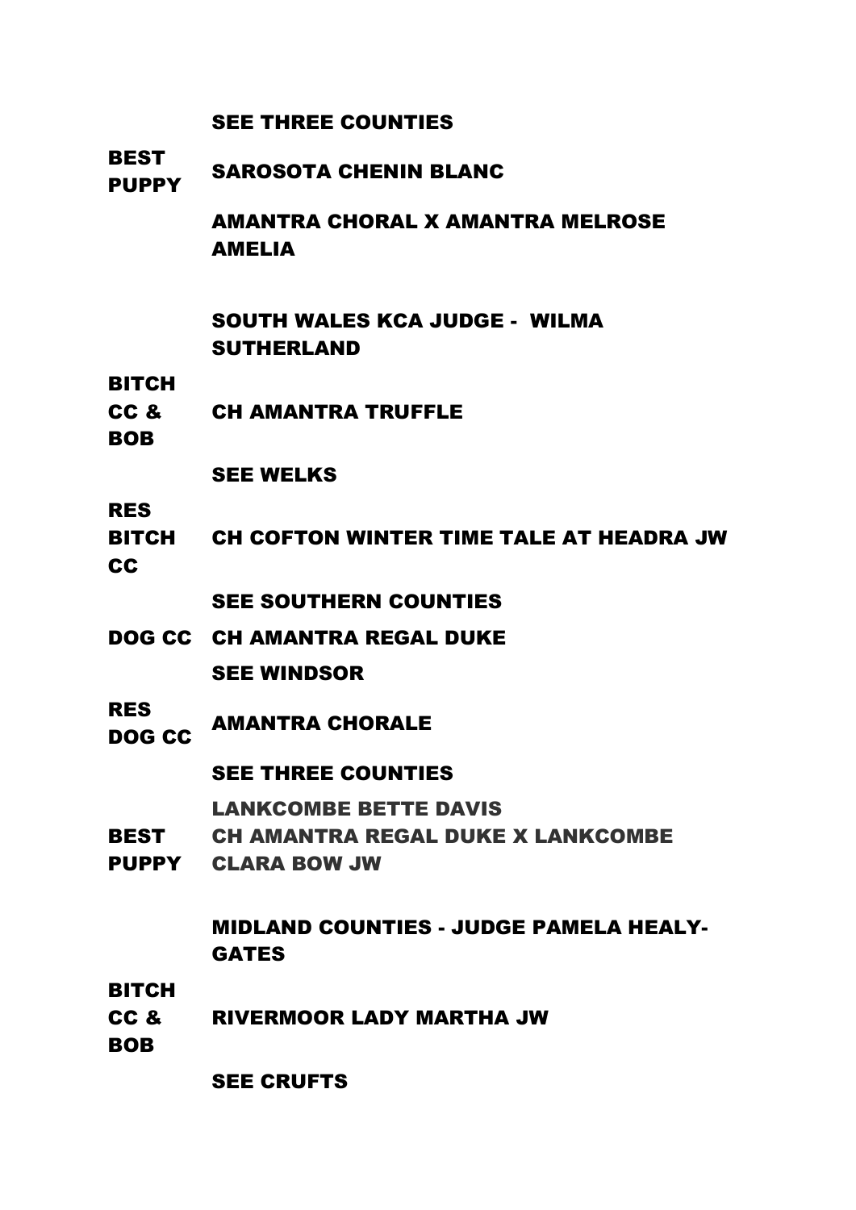| | |
|---|---|
| | SEE THREE COUNTIES |
| BEST PUPPY | SAROSOTA CHENIN BLANC |
| | AMANTRA CHORAL X AMANTRA MELROSE AMELIA |
| | |
| | **SOUTH WALES KCA JUDGE - WILMA SUTHERLAND** |
| BITCH CC & BOB | CH AMANTRA TRUFFLE |
| | SEE WELKS |
| RES BITCH CC | CH COFTON WINTER TIME TALE AT HEADRA JW |
| | SEE SOUTHERN COUNTIES |
| DOG CC | CH AMANTRA REGAL DUKE |
| | SEE WINDSOR |
| RES DOG CC | AMANTRA CHORALE |
| | SEE THREE COUNTIES |
| BEST PUPPY | LANKCOMBE BETTE DAVIS<br>CH AMANTRA REGAL DUKE X LANKCOMBE CLARA BOW JW |
| | |
| | **MIDLAND COUNTIES - JUDGE PAMELA HEALY-GATES** |
| BITCH CC & BOB | RIVERMOOR LADY MARTHA JW |
| | SEE CRUFTS |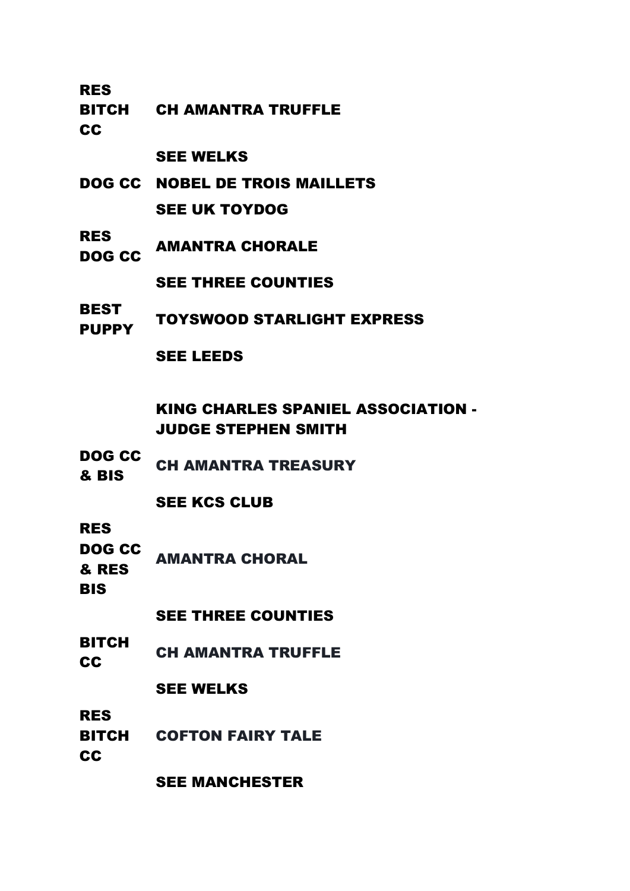| | |
|---|---|
| **RES BITCH CC** | **CH AMANTRA TRUFFLE** |
| | **SEE WELKS** |
| **DOG CC** | **NOBEL DE TROIS MAILLETS** |
| | **SEE UK TOYDOG** |
| **RES DOG CC** | **AMANTRA CHORALE** |
| | **SEE THREE COUNTIES** |
| **BEST PUPPY** | **TOYSWOOD STARLIGHT EXPRESS** |
| | **SEE LEEDS** |

## KING CHARLES SPANIEL ASSOCIATION - JUDGE STEPHEN SMITH

| | |
|---|---|
| **DOG CC & BIS** | **CH AMANTRA TREASURY** |
| | **SEE KCS CLUB** |
| **RES DOG CC & RES BIS** | **AMANTRA CHORAL** |
| | **SEE THREE COUNTIES** |
| **BITCH CC** | **CH AMANTRA TRUFFLE** |
| | **SEE WELKS** |
| **RES BITCH CC** | **COFTON FAIRY TALE** |
| | **SEE MANCHESTER** |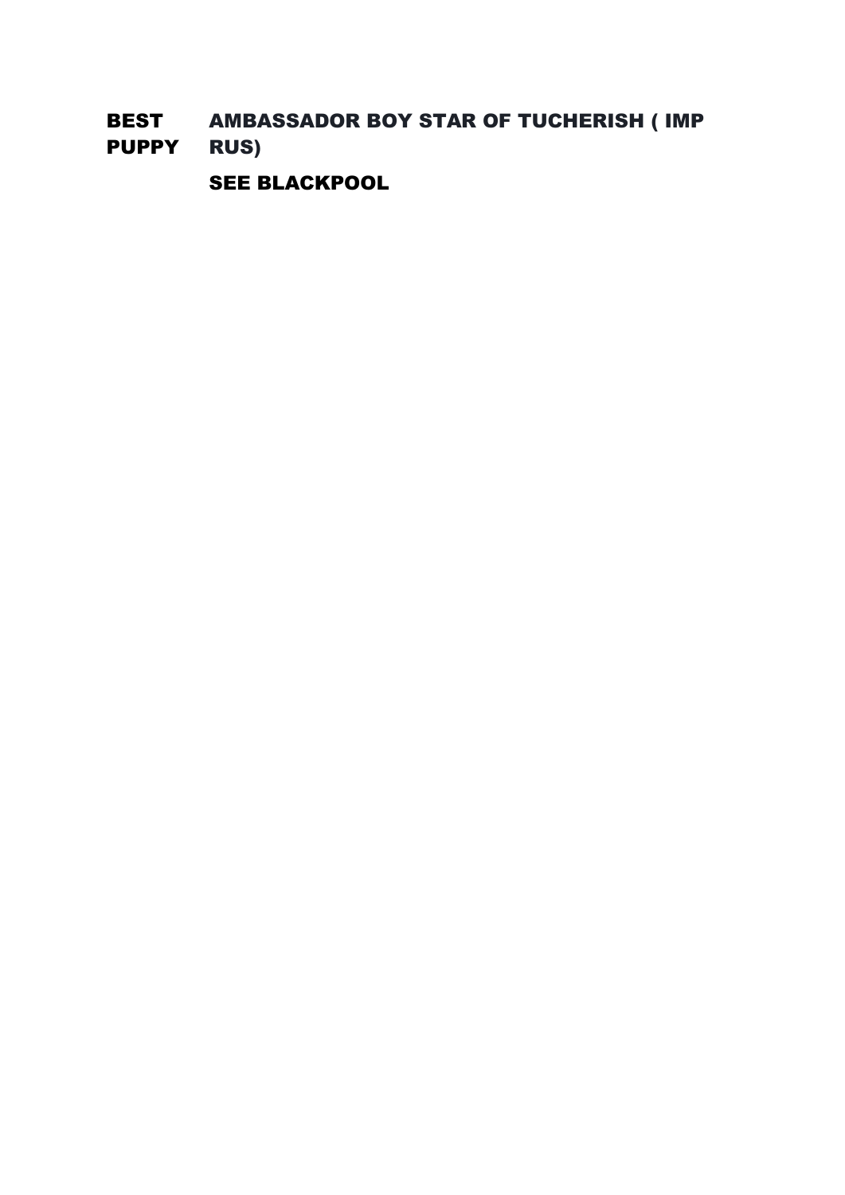| | |
|---|---|
| **BEST PUPPY** | **AMBASSADOR BOY STAR OF TUCHERISH ( IMP RUS)** |
| | **SEE BLACKPOOL** |